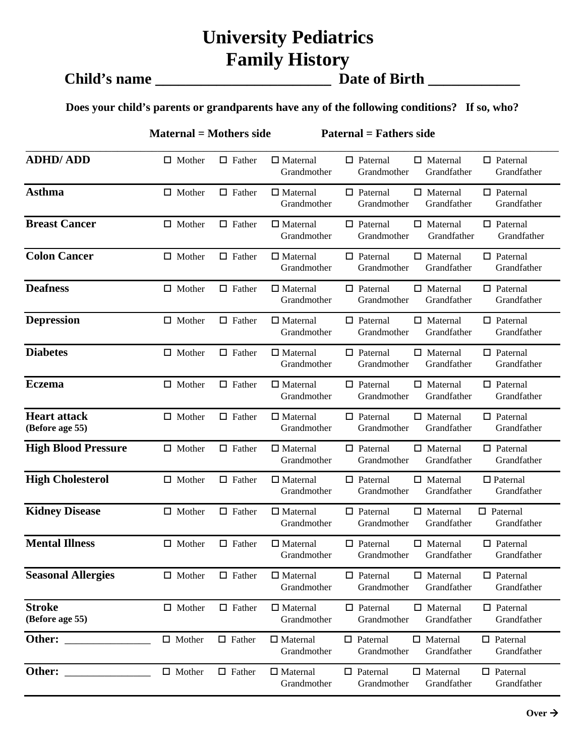# University Pediatrics
# Family History

**Child's name \_\_\_\_\_\_\_\_\_\_\_\_\_\_\_\_\_\_\_\_\_\_\_\_ Date of Birth \_\_\_\_\_\_\_\_\_\_\_\_**

**Does your child's parents or grandparents have any of the following conditions? If so, who?**

**Maternal = Mothers side** **Paternal = Fathers side**

| | | | | | | |
|---|---|---|---|---|---|---|
| **ADHD/ ADD** | ☐ Mother | ☐ Father | ☐ Maternal Grandmother | ☐ Paternal Grandmother | ☐ Maternal Grandfather | ☐ Paternal Grandfather |
| **Asthma** | ☐ Mother | ☐ Father | ☐ Maternal Grandmother | ☐ Paternal Grandmother | ☐ Maternal Grandfather | ☐ Paternal Grandfather |
| **Breast Cancer** | ☐ Mother | ☐ Father | ☐ Maternal Grandmother | ☐ Paternal Grandmother | ☐ Maternal Grandfather | ☐ Paternal Grandfather |
| **Colon Cancer** | ☐ Mother | ☐ Father | ☐ Maternal Grandmother | ☐ Paternal Grandmother | ☐ Maternal Grandfather | ☐ Paternal Grandfather |
| **Deafness** | ☐ Mother | ☐ Father | ☐ Maternal Grandmother | ☐ Paternal Grandmother | ☐ Maternal Grandfather | ☐ Paternal Grandfather |
| **Depression** | ☐ Mother | ☐ Father | ☐ Maternal Grandmother | ☐ Paternal Grandmother | ☐ Maternal Grandfather | ☐ Paternal Grandfather |
| **Diabetes** | ☐ Mother | ☐ Father | ☐ Maternal Grandmother | ☐ Paternal Grandmother | ☐ Maternal Grandfather | ☐ Paternal Grandfather |
| **Eczema** | ☐ Mother | ☐ Father | ☐ Maternal Grandmother | ☐ Paternal Grandmother | ☐ Maternal Grandfather | ☐ Paternal Grandfather |
| **Heart attack (Before age 55)** | ☐ Mother | ☐ Father | ☐ Maternal Grandmother | ☐ Paternal Grandmother | ☐ Maternal Grandfather | ☐ Paternal Grandfather |
| **High Blood Pressure** | ☐ Mother | ☐ Father | ☐ Maternal Grandmother | ☐ Paternal Grandmother | ☐ Maternal Grandfather | ☐ Paternal Grandfather |
| **High Cholesterol** | ☐ Mother | ☐ Father | ☐ Maternal Grandmother | ☐ Paternal Grandmother | ☐ Maternal Grandfather | ☐ Paternal Grandfather |
| **Kidney Disease** | ☐ Mother | ☐ Father | ☐ Maternal Grandmother | ☐ Paternal Grandmother | ☐ Maternal Grandfather | ☐ Paternal Grandfather |
| **Mental Illness** | ☐ Mother | ☐ Father | ☐ Maternal Grandmother | ☐ Paternal Grandmother | ☐ Maternal Grandfather | ☐ Paternal Grandfather |
| **Seasonal Allergies** | ☐ Mother | ☐ Father | ☐ Maternal Grandmother | ☐ Paternal Grandmother | ☐ Maternal Grandfather | ☐ Paternal Grandfather |
| **Stroke (Before age 55)** | ☐ Mother | ☐ Father | ☐ Maternal Grandmother | ☐ Paternal Grandmother | ☐ Maternal Grandfather | ☐ Paternal Grandfather |
| **Other:** \_\_\_\_\_\_\_\_\_\_\_\_\_\_\_ | ☐ Mother | ☐ Father | ☐ Maternal Grandmother | ☐ Paternal Grandmother | ☐ Maternal Grandfather | ☐ Paternal Grandfather |
| **Other:** \_\_\_\_\_\_\_\_\_\_\_\_\_\_\_ | ☐ Mother | ☐ Father | ☐ Maternal Grandmother | ☐ Paternal Grandmother | ☐ Maternal Grandfather | ☐ Paternal Grandfather |

**Over →**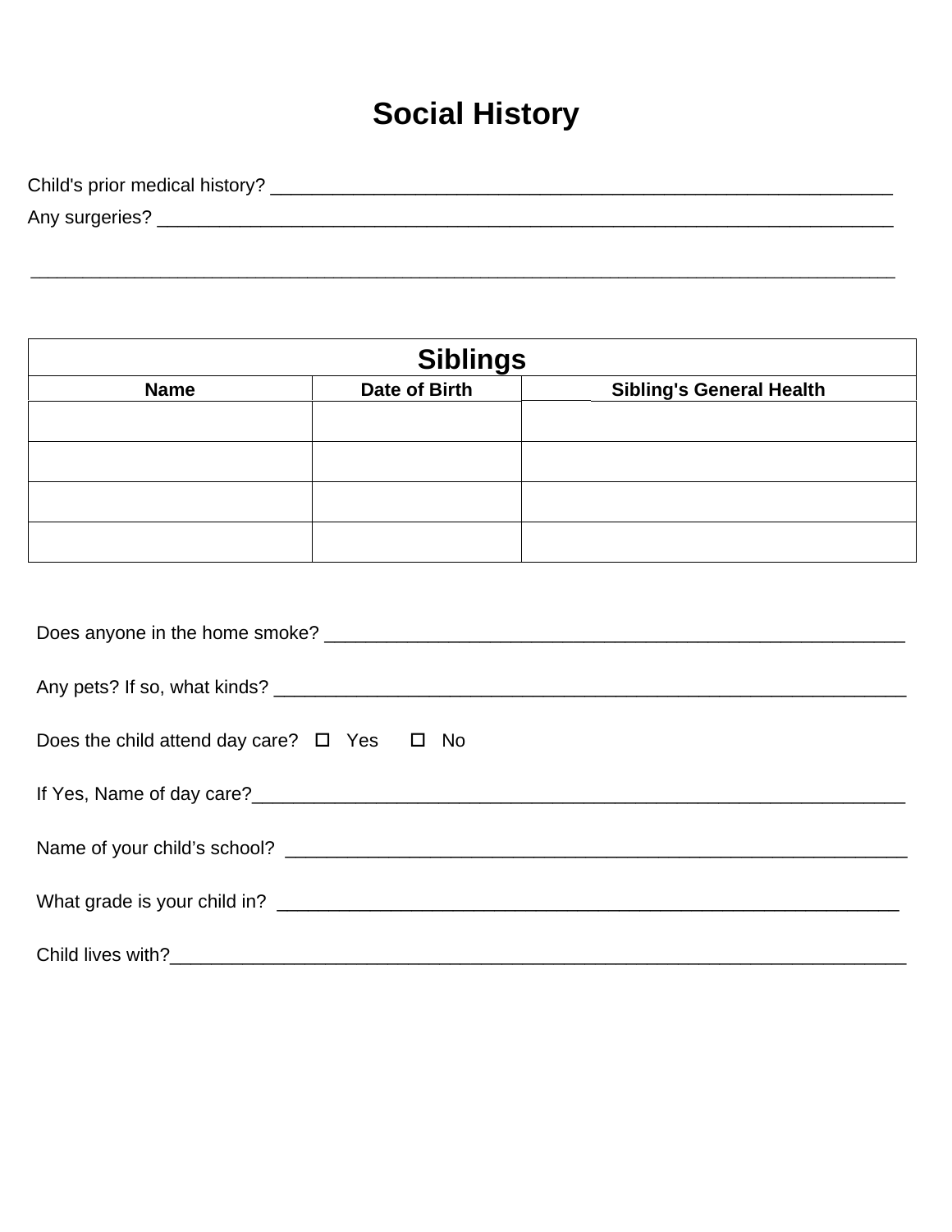# Social History

Child's prior medical history? ____________________________________________________________

Any surgeries? ________________________________________________________________________

_____________________________________________________________________________________

| Siblings | | |
|---|---|---|
| **Name** | **Date of Birth** | **Sibling's General Health** |
| | | |
| | | |
| | | |
| | | |

Does anyone in the home smoke? ________________________________________________________

Any pets? If so, what kinds? ____________________________________________________________

Does the child attend day care? ☐ Yes ☐ No

If Yes, Name of day care?_______________________________________________________________

Name of your child's school? ____________________________________________________________

What grade is your child in? ___________________________________________________________

Child lives with?_______________________________________________________________________